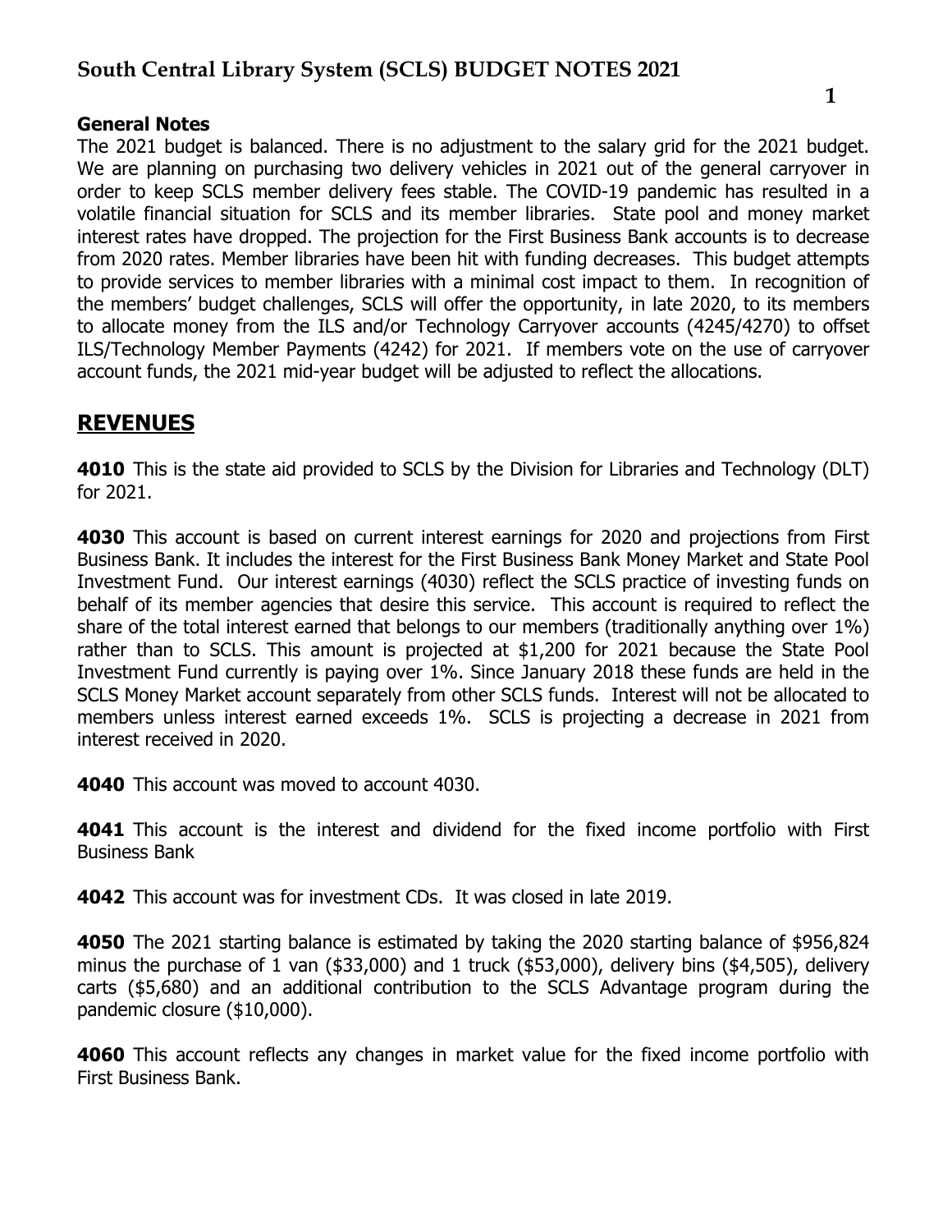# South Central Library System (SCLS) BUDGET NOTES 2021

**General Notes**

The 2021 budget is balanced. There is no adjustment to the salary grid for the 2021 budget. We are planning on purchasing two delivery vehicles in 2021 out of the general carryover in order to keep SCLS member delivery fees stable. The COVID-19 pandemic has resulted in a volatile financial situation for SCLS and its member libraries. State pool and money market interest rates have dropped. The projection for the First Business Bank accounts is to decrease from 2020 rates. Member libraries have been hit with funding decreases. This budget attempts to provide services to member libraries with a minimal cost impact to them. In recognition of the members' budget challenges, SCLS will offer the opportunity, in late 2020, to its members to allocate money from the ILS and/or Technology Carryover accounts (4245/4270) to offset ILS/Technology Member Payments (4242) for 2021. If members vote on the use of carryover account funds, the 2021 mid-year budget will be adjusted to reflect the allocations.

## REVENUES

**4010** This is the state aid provided to SCLS by the Division for Libraries and Technology (DLT) for 2021.

**4030** This account is based on current interest earnings for 2020 and projections from First Business Bank. It includes the interest for the First Business Bank Money Market and State Pool Investment Fund. Our interest earnings (4030) reflect the SCLS practice of investing funds on behalf of its member agencies that desire this service. This account is required to reflect the share of the total interest earned that belongs to our members (traditionally anything over 1%) rather than to SCLS. This amount is projected at $1,200 for 2021 because the State Pool Investment Fund currently is paying over 1%. Since January 2018 these funds are held in the SCLS Money Market account separately from other SCLS funds. Interest will not be allocated to members unless interest earned exceeds 1%. SCLS is projecting a decrease in 2021 from interest received in 2020.

**4040** This account was moved to account 4030.

**4041** This account is the interest and dividend for the fixed income portfolio with First Business Bank

**4042** This account was for investment CDs. It was closed in late 2019.

**4050** The 2021 starting balance is estimated by taking the 2020 starting balance of $956,824 minus the purchase of 1 van ($33,000) and 1 truck ($53,000), delivery bins ($4,505), delivery carts ($5,680) and an additional contribution to the SCLS Advantage program during the pandemic closure ($10,000).

**4060** This account reflects any changes in market value for the fixed income portfolio with First Business Bank.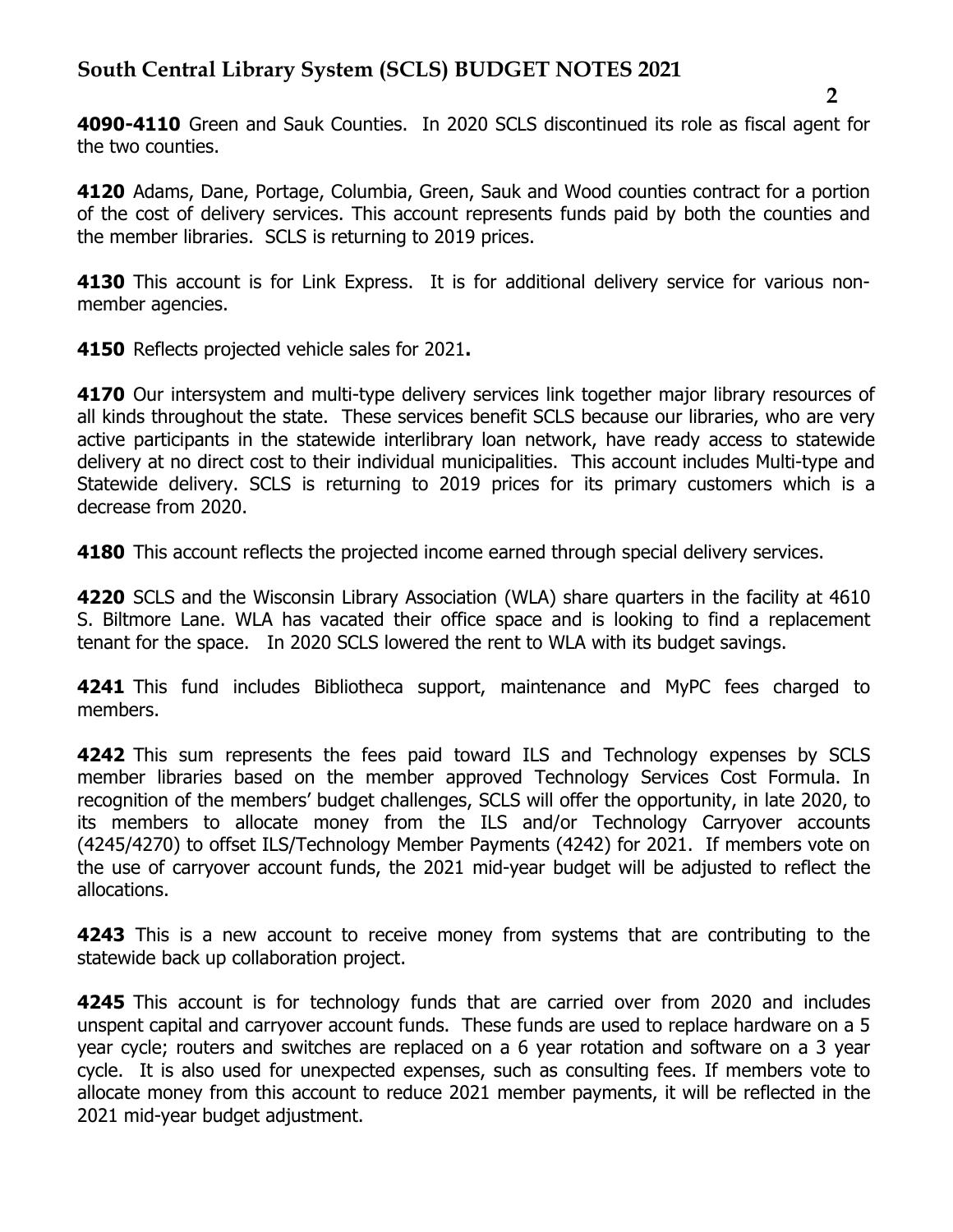**4090-4110** Green and Sauk Counties. In 2020 SCLS discontinued its role as fiscal agent for the two counties.

**4120** Adams, Dane, Portage, Columbia, Green, Sauk and Wood counties contract for a portion of the cost of delivery services. This account represents funds paid by both the counties and the member libraries. SCLS is returning to 2019 prices.

**4130** This account is for Link Express. It is for additional delivery service for various non-member agencies.

**4150** Reflects projected vehicle sales for 2021**.**

**4170** Our intersystem and multi-type delivery services link together major library resources of all kinds throughout the state. These services benefit SCLS because our libraries, who are very active participants in the statewide interlibrary loan network, have ready access to statewide delivery at no direct cost to their individual municipalities. This account includes Multi-type and Statewide delivery. SCLS is returning to 2019 prices for its primary customers which is a decrease from 2020.

**4180** This account reflects the projected income earned through special delivery services.

**4220** SCLS and the Wisconsin Library Association (WLA) share quarters in the facility at 4610 S. Biltmore Lane. WLA has vacated their office space and is looking to find a replacement tenant for the space. In 2020 SCLS lowered the rent to WLA with its budget savings.

**4241** This fund includes Bibliotheca support, maintenance and MyPC fees charged to members.

**4242** This sum represents the fees paid toward ILS and Technology expenses by SCLS member libraries based on the member approved Technology Services Cost Formula. In recognition of the members' budget challenges, SCLS will offer the opportunity, in late 2020, to its members to allocate money from the ILS and/or Technology Carryover accounts (4245/4270) to offset ILS/Technology Member Payments (4242) for 2021. If members vote on the use of carryover account funds, the 2021 mid-year budget will be adjusted to reflect the allocations.

**4243** This is a new account to receive money from systems that are contributing to the statewide back up collaboration project.

**4245** This account is for technology funds that are carried over from 2020 and includes unspent capital and carryover account funds. These funds are used to replace hardware on a 5 year cycle; routers and switches are replaced on a 6 year rotation and software on a 3 year cycle. It is also used for unexpected expenses, such as consulting fees. If members vote to allocate money from this account to reduce 2021 member payments, it will be reflected in the 2021 mid-year budget adjustment.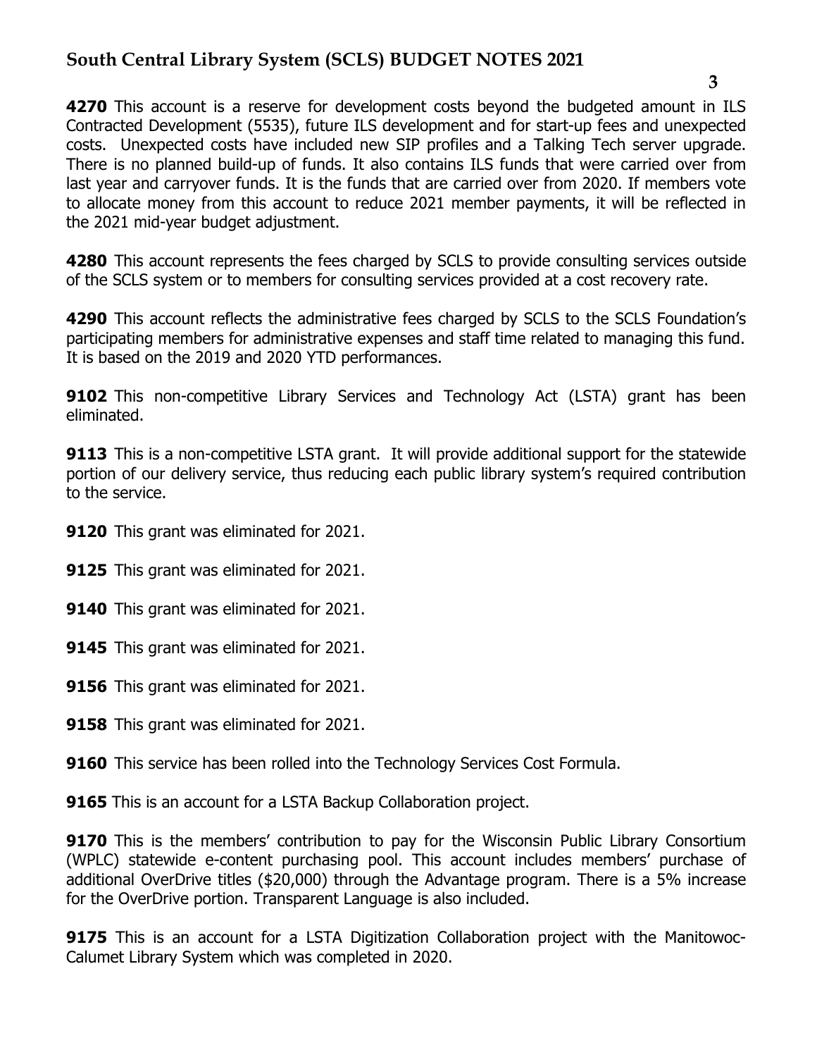**4270** This account is a reserve for development costs beyond the budgeted amount in ILS Contracted Development (5535), future ILS development and for start-up fees and unexpected costs. Unexpected costs have included new SIP profiles and a Talking Tech server upgrade. There is no planned build-up of funds. It also contains ILS funds that were carried over from last year and carryover funds. It is the funds that are carried over from 2020. If members vote to allocate money from this account to reduce 2021 member payments, it will be reflected in the 2021 mid-year budget adjustment.

**4280** This account represents the fees charged by SCLS to provide consulting services outside of the SCLS system or to members for consulting services provided at a cost recovery rate.

**4290** This account reflects the administrative fees charged by SCLS to the SCLS Foundation's participating members for administrative expenses and staff time related to managing this fund. It is based on the 2019 and 2020 YTD performances.

**9102** This non-competitive Library Services and Technology Act (LSTA) grant has been eliminated.

**9113** This is a non-competitive LSTA grant. It will provide additional support for the statewide portion of our delivery service, thus reducing each public library system's required contribution to the service.

**9120** This grant was eliminated for 2021.

**9125** This grant was eliminated for 2021.

**9140** This grant was eliminated for 2021.

**9145** This grant was eliminated for 2021.

**9156** This grant was eliminated for 2021.

**9158** This grant was eliminated for 2021.

**9160** This service has been rolled into the Technology Services Cost Formula.

**9165** This is an account for a LSTA Backup Collaboration project.

**9170** This is the members' contribution to pay for the Wisconsin Public Library Consortium (WPLC) statewide e-content purchasing pool. This account includes members' purchase of additional OverDrive titles ($20,000) through the Advantage program. There is a 5% increase for the OverDrive portion. Transparent Language is also included.

**9175** This is an account for a LSTA Digitization Collaboration project with the Manitowoc-Calumet Library System which was completed in 2020.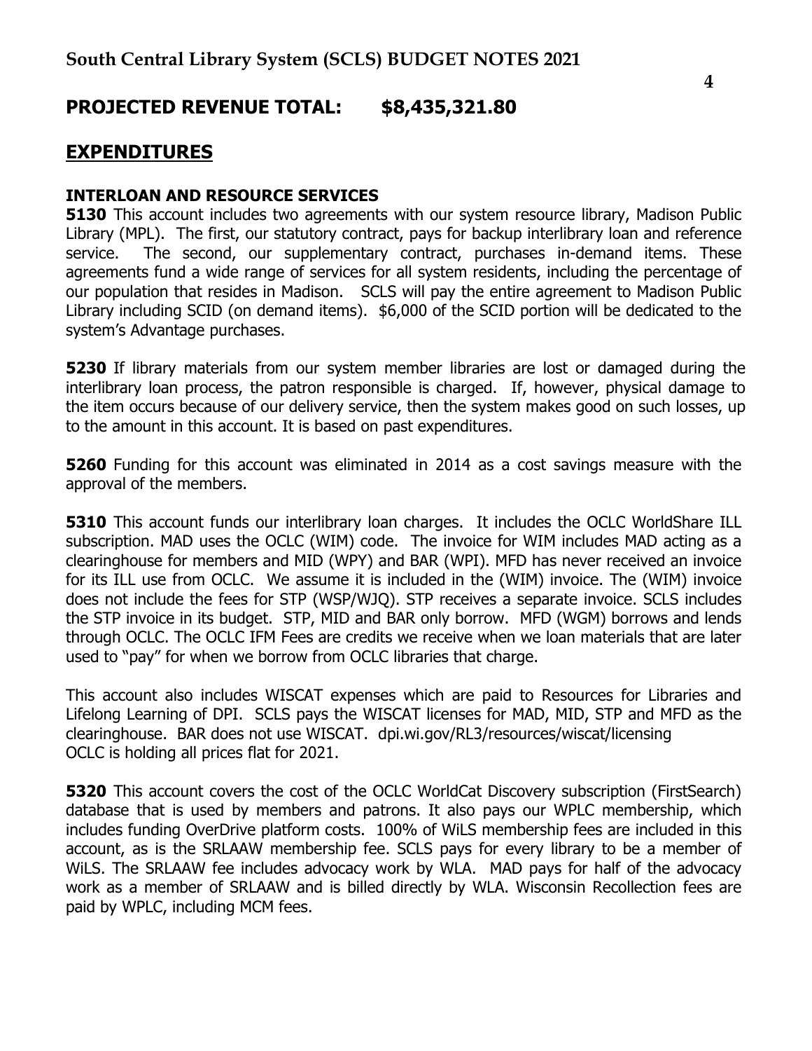## PROJECTED REVENUE TOTAL: $8,435,321.80

## EXPENDITURES

### INTERLOAN AND RESOURCE SERVICES

**5130** This account includes two agreements with our system resource library, Madison Public Library (MPL). The first, our statutory contract, pays for backup interlibrary loan and reference service. The second, our supplementary contract, purchases in-demand items. These agreements fund a wide range of services for all system residents, including the percentage of our population that resides in Madison. SCLS will pay the entire agreement to Madison Public Library including SCID (on demand items). $6,000 of the SCID portion will be dedicated to the system's Advantage purchases.

**5230** If library materials from our system member libraries are lost or damaged during the interlibrary loan process, the patron responsible is charged. If, however, physical damage to the item occurs because of our delivery service, then the system makes good on such losses, up to the amount in this account. It is based on past expenditures.

**5260** Funding for this account was eliminated in 2014 as a cost savings measure with the approval of the members.

**5310** This account funds our interlibrary loan charges. It includes the OCLC WorldShare ILL subscription. MAD uses the OCLC (WIM) code. The invoice for WIM includes MAD acting as a clearinghouse for members and MID (WPY) and BAR (WPI). MFD has never received an invoice for its ILL use from OCLC. We assume it is included in the (WIM) invoice. The (WIM) invoice does not include the fees for STP (WSP/WJQ). STP receives a separate invoice. SCLS includes the STP invoice in its budget. STP, MID and BAR only borrow. MFD (WGM) borrows and lends through OCLC. The OCLC IFM Fees are credits we receive when we loan materials that are later used to "pay" for when we borrow from OCLC libraries that charge.

This account also includes WISCAT expenses which are paid to Resources for Libraries and Lifelong Learning of DPI. SCLS pays the WISCAT licenses for MAD, MID, STP and MFD as the clearinghouse. BAR does not use WISCAT. dpi.wi.gov/RL3/resources/wiscat/licensing
OCLC is holding all prices flat for 2021.

**5320** This account covers the cost of the OCLC WorldCat Discovery subscription (FirstSearch) database that is used by members and patrons. It also pays our WPLC membership, which includes funding OverDrive platform costs. 100% of WiLS membership fees are included in this account, as is the SRLAAW membership fee. SCLS pays for every library to be a member of WiLS. The SRLAAW fee includes advocacy work by WLA. MAD pays for half of the advocacy work as a member of SRLAAW and is billed directly by WLA. Wisconsin Recollection fees are paid by WPLC, including MCM fees.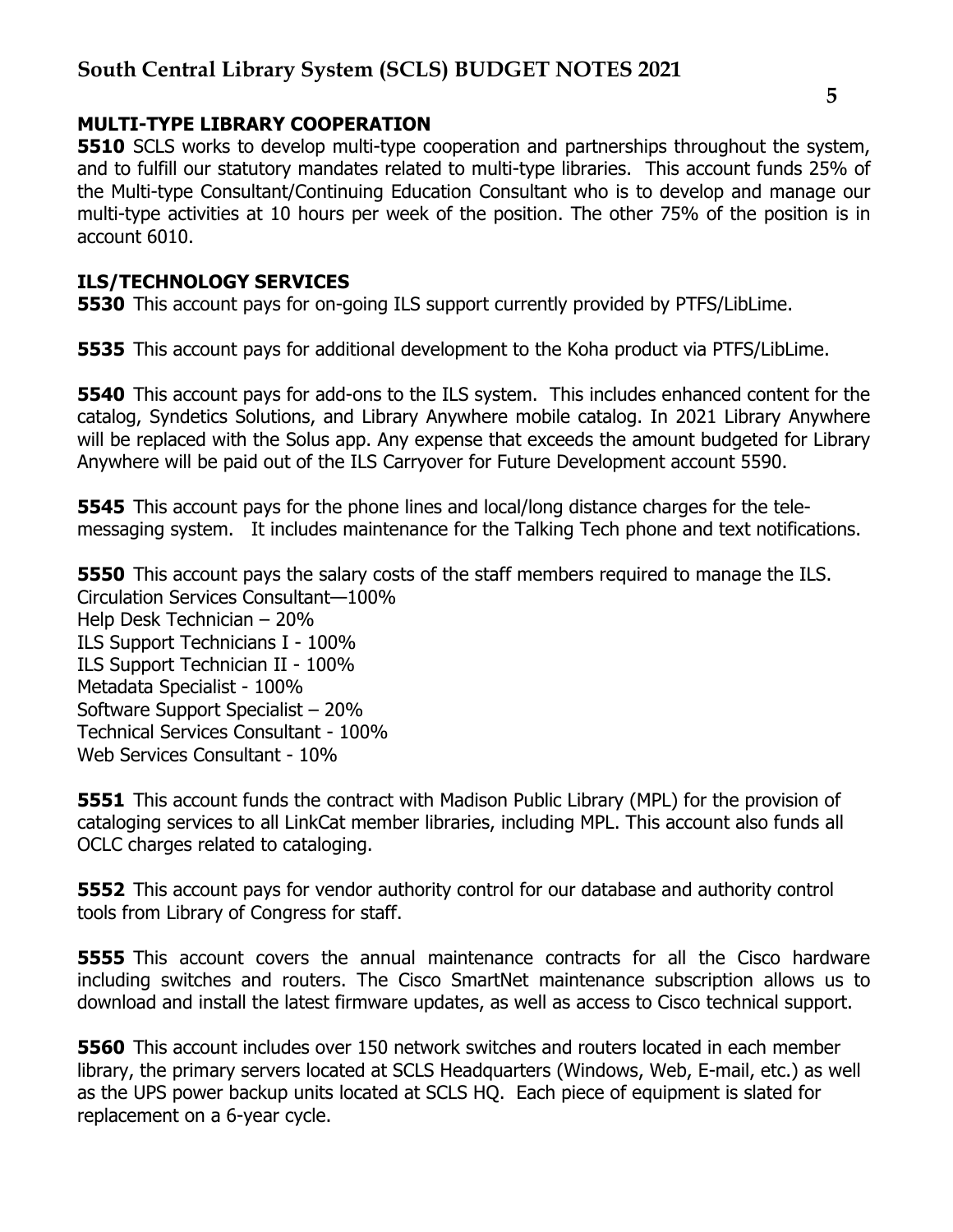## MULTI-TYPE LIBRARY COOPERATION

**5510** SCLS works to develop multi-type cooperation and partnerships throughout the system, and to fulfill our statutory mandates related to multi-type libraries. This account funds 25% of the Multi-type Consultant/Continuing Education Consultant who is to develop and manage our multi-type activities at 10 hours per week of the position. The other 75% of the position is in account 6010.

## ILS/TECHNOLOGY SERVICES

**5530** This account pays for on-going ILS support currently provided by PTFS/LibLime.

**5535** This account pays for additional development to the Koha product via PTFS/LibLime.

**5540** This account pays for add-ons to the ILS system. This includes enhanced content for the catalog, Syndetics Solutions, and Library Anywhere mobile catalog. In 2021 Library Anywhere will be replaced with the Solus app. Any expense that exceeds the amount budgeted for Library Anywhere will be paid out of the ILS Carryover for Future Development account 5590.

**5545** This account pays for the phone lines and local/long distance charges for the tele-messaging system. It includes maintenance for the Talking Tech phone and text notifications.

**5550** This account pays the salary costs of the staff members required to manage the ILS.
Circulation Services Consultant—100%
Help Desk Technician – 20%
ILS Support Technicians I - 100%
ILS Support Technician II - 100%
Metadata Specialist - 100%
Software Support Specialist – 20%
Technical Services Consultant - 100%
Web Services Consultant - 10%

**5551** This account funds the contract with Madison Public Library (MPL) for the provision of cataloging services to all LinkCat member libraries, including MPL. This account also funds all OCLC charges related to cataloging.

**5552** This account pays for vendor authority control for our database and authority control tools from Library of Congress for staff.

**5555** This account covers the annual maintenance contracts for all the Cisco hardware including switches and routers. The Cisco SmartNet maintenance subscription allows us to download and install the latest firmware updates, as well as access to Cisco technical support.

**5560** This account includes over 150 network switches and routers located in each member library, the primary servers located at SCLS Headquarters (Windows, Web, E-mail, etc.) as well as the UPS power backup units located at SCLS HQ. Each piece of equipment is slated for replacement on a 6-year cycle.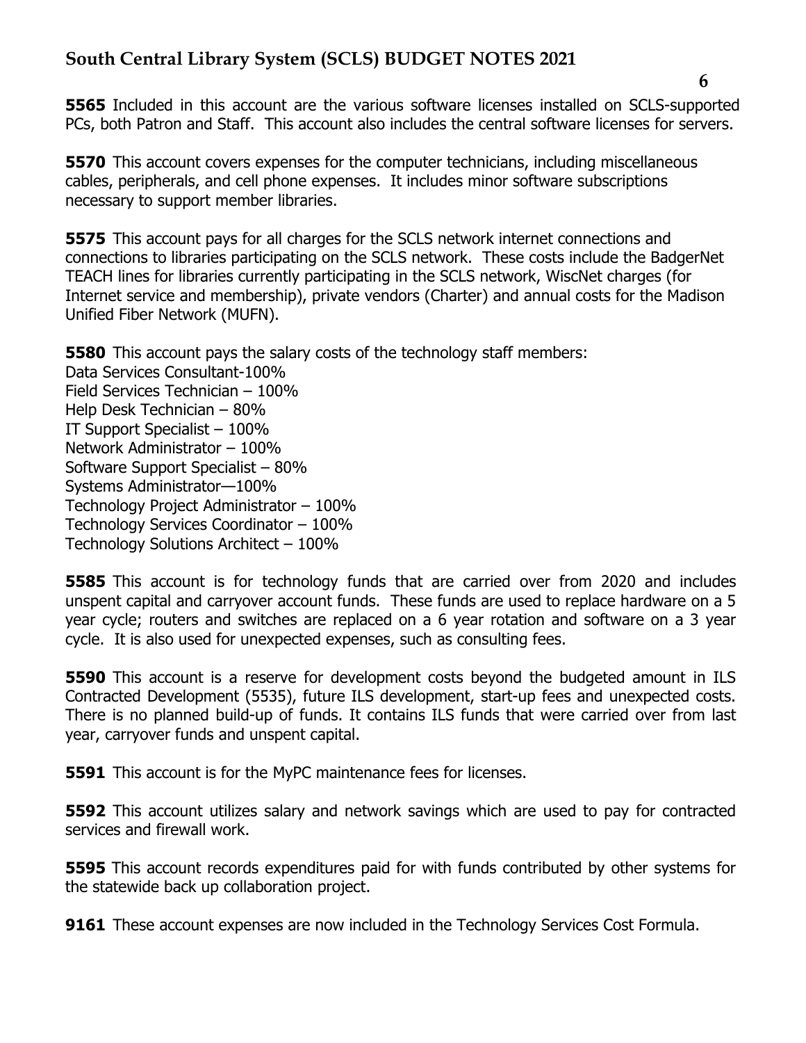**5565** Included in this account are the various software licenses installed on SCLS-supported PCs, both Patron and Staff. This account also includes the central software licenses for servers.

**5570** This account covers expenses for the computer technicians, including miscellaneous cables, peripherals, and cell phone expenses. It includes minor software subscriptions necessary to support member libraries.

**5575** This account pays for all charges for the SCLS network internet connections and connections to libraries participating on the SCLS network. These costs include the BadgerNet TEACH lines for libraries currently participating in the SCLS network, WiscNet charges (for Internet service and membership), private vendors (Charter) and annual costs for the Madison Unified Fiber Network (MUFN).

**5580** This account pays the salary costs of the technology staff members:
Data Services Consultant-100%
Field Services Technician – 100%
Help Desk Technician – 80%
IT Support Specialist – 100%
Network Administrator – 100%
Software Support Specialist – 80%
Systems Administrator—100%
Technology Project Administrator – 100%
Technology Services Coordinator – 100%
Technology Solutions Architect – 100%

**5585** This account is for technology funds that are carried over from 2020 and includes unspent capital and carryover account funds. These funds are used to replace hardware on a 5 year cycle; routers and switches are replaced on a 6 year rotation and software on a 3 year cycle. It is also used for unexpected expenses, such as consulting fees.

**5590** This account is a reserve for development costs beyond the budgeted amount in ILS Contracted Development (5535), future ILS development, start-up fees and unexpected costs. There is no planned build-up of funds. It contains ILS funds that were carried over from last year, carryover funds and unspent capital.

**5591** This account is for the MyPC maintenance fees for licenses.

**5592** This account utilizes salary and network savings which are used to pay for contracted services and firewall work.

**5595** This account records expenditures paid for with funds contributed by other systems for the statewide back up collaboration project.

**9161** These account expenses are now included in the Technology Services Cost Formula.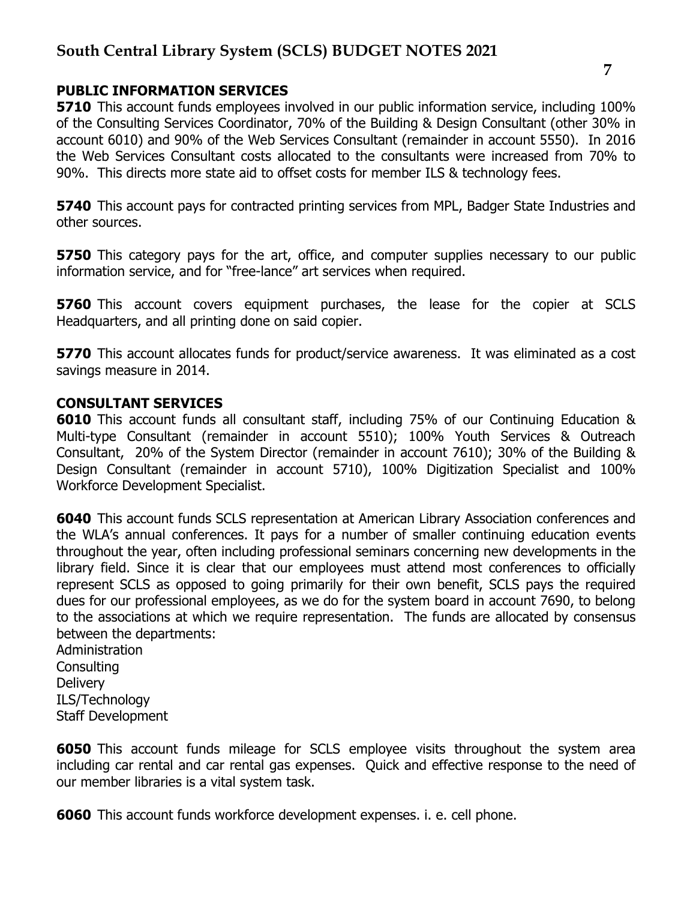### PUBLIC INFORMATION SERVICES

**5710** This account funds employees involved in our public information service, including 100% of the Consulting Services Coordinator, 70% of the Building & Design Consultant (other 30% in account 6010) and 90% of the Web Services Consultant (remainder in account 5550). In 2016 the Web Services Consultant costs allocated to the consultants were increased from 70% to 90%. This directs more state aid to offset costs for member ILS & technology fees.

**5740** This account pays for contracted printing services from MPL, Badger State Industries and other sources.

**5750** This category pays for the art, office, and computer supplies necessary to our public information service, and for "free-lance" art services when required.

**5760** This account covers equipment purchases, the lease for the copier at SCLS Headquarters, and all printing done on said copier.

**5770** This account allocates funds for product/service awareness. It was eliminated as a cost savings measure in 2014.

### CONSULTANT SERVICES

**6010** This account funds all consultant staff, including 75% of our Continuing Education & Multi-type Consultant (remainder in account 5510); 100% Youth Services & Outreach Consultant, 20% of the System Director (remainder in account 7610); 30% of the Building & Design Consultant (remainder in account 5710), 100% Digitization Specialist and 100% Workforce Development Specialist.

**6040** This account funds SCLS representation at American Library Association conferences and the WLA's annual conferences. It pays for a number of smaller continuing education events throughout the year, often including professional seminars concerning new developments in the library field. Since it is clear that our employees must attend most conferences to officially represent SCLS as opposed to going primarily for their own benefit, SCLS pays the required dues for our professional employees, as we do for the system board in account 7690, to belong to the associations at which we require representation. The funds are allocated by consensus between the departments:
Administration
Consulting
Delivery
ILS/Technology
Staff Development

**6050** This account funds mileage for SCLS employee visits throughout the system area including car rental and car rental gas expenses. Quick and effective response to the need of our member libraries is a vital system task.

**6060** This account funds workforce development expenses. i. e. cell phone.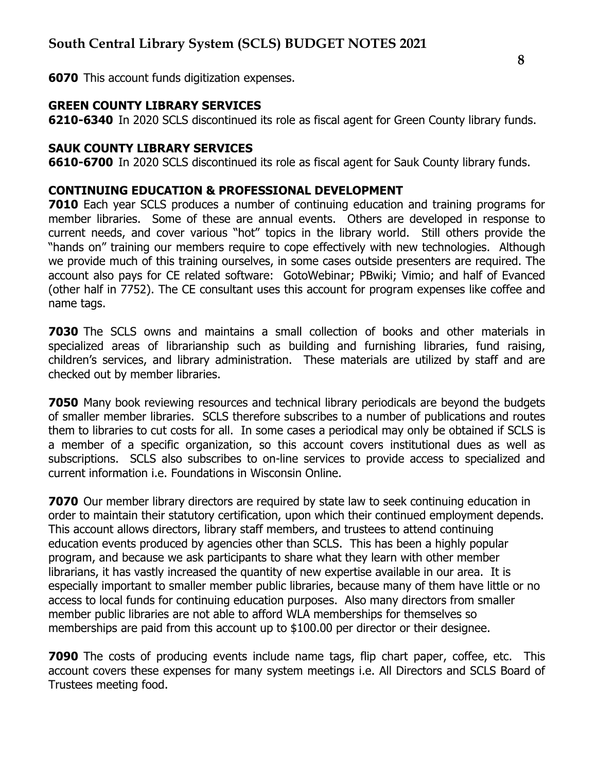**6070** This account funds digitization expenses.

## GREEN COUNTY LIBRARY SERVICES

**6210-6340** In 2020 SCLS discontinued its role as fiscal agent for Green County library funds.

## SAUK COUNTY LIBRARY SERVICES

**6610-6700** In 2020 SCLS discontinued its role as fiscal agent for Sauk County library funds.

## CONTINUING EDUCATION & PROFESSIONAL DEVELOPMENT

**7010** Each year SCLS produces a number of continuing education and training programs for member libraries. Some of these are annual events. Others are developed in response to current needs, and cover various "hot" topics in the library world. Still others provide the "hands on" training our members require to cope effectively with new technologies. Although we provide much of this training ourselves, in some cases outside presenters are required. The account also pays for CE related software: GotoWebinar; PBwiki; Vimio; and half of Evanced (other half in 7752). The CE consultant uses this account for program expenses like coffee and name tags.

**7030** The SCLS owns and maintains a small collection of books and other materials in specialized areas of librarianship such as building and furnishing libraries, fund raising, children's services, and library administration. These materials are utilized by staff and are checked out by member libraries.

**7050** Many book reviewing resources and technical library periodicals are beyond the budgets of smaller member libraries. SCLS therefore subscribes to a number of publications and routes them to libraries to cut costs for all. In some cases a periodical may only be obtained if SCLS is a member of a specific organization, so this account covers institutional dues as well as subscriptions. SCLS also subscribes to on-line services to provide access to specialized and current information i.e. Foundations in Wisconsin Online.

**7070** Our member library directors are required by state law to seek continuing education in order to maintain their statutory certification, upon which their continued employment depends. This account allows directors, library staff members, and trustees to attend continuing education events produced by agencies other than SCLS. This has been a highly popular program, and because we ask participants to share what they learn with other member librarians, it has vastly increased the quantity of new expertise available in our area. It is especially important to smaller member public libraries, because many of them have little or no access to local funds for continuing education purposes. Also many directors from smaller member public libraries are not able to afford WLA memberships for themselves so memberships are paid from this account up to $100.00 per director or their designee.

**7090** The costs of producing events include name tags, flip chart paper, coffee, etc. This account covers these expenses for many system meetings i.e. All Directors and SCLS Board of Trustees meeting food.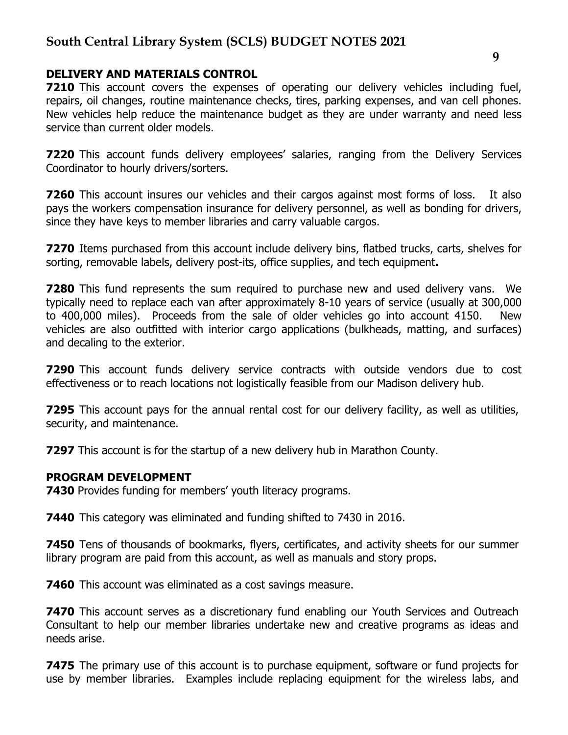## DELIVERY AND MATERIALS CONTROL

**7210** This account covers the expenses of operating our delivery vehicles including fuel, repairs, oil changes, routine maintenance checks, tires, parking expenses, and van cell phones. New vehicles help reduce the maintenance budget as they are under warranty and need less service than current older models.

**7220** This account funds delivery employees' salaries, ranging from the Delivery Services Coordinator to hourly drivers/sorters.

**7260** This account insures our vehicles and their cargos against most forms of loss. It also pays the workers compensation insurance for delivery personnel, as well as bonding for drivers, since they have keys to member libraries and carry valuable cargos.

**7270** Items purchased from this account include delivery bins, flatbed trucks, carts, shelves for sorting, removable labels, delivery post-its, office supplies, and tech equipment**.**

**7280** This fund represents the sum required to purchase new and used delivery vans. We typically need to replace each van after approximately 8-10 years of service (usually at 300,000 to 400,000 miles). Proceeds from the sale of older vehicles go into account 4150. New vehicles are also outfitted with interior cargo applications (bulkheads, matting, and surfaces) and decaling to the exterior.

**7290** This account funds delivery service contracts with outside vendors due to cost effectiveness or to reach locations not logistically feasible from our Madison delivery hub.

**7295** This account pays for the annual rental cost for our delivery facility, as well as utilities, security, and maintenance.

**7297** This account is for the startup of a new delivery hub in Marathon County.

## PROGRAM DEVELOPMENT

**7430** Provides funding for members' youth literacy programs.

**7440** This category was eliminated and funding shifted to 7430 in 2016.

**7450** Tens of thousands of bookmarks, flyers, certificates, and activity sheets for our summer library program are paid from this account, as well as manuals and story props.

**7460** This account was eliminated as a cost savings measure.

**7470** This account serves as a discretionary fund enabling our Youth Services and Outreach Consultant to help our member libraries undertake new and creative programs as ideas and needs arise.

**7475** The primary use of this account is to purchase equipment, software or fund projects for use by member libraries. Examples include replacing equipment for the wireless labs, and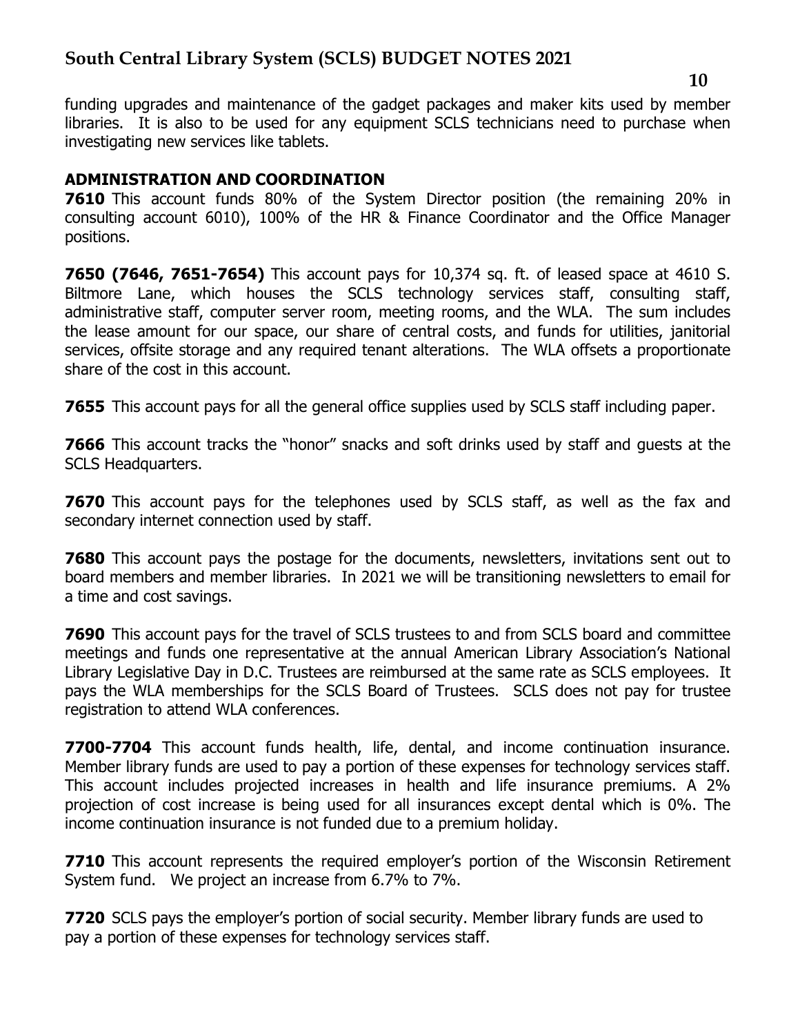funding upgrades and maintenance of the gadget packages and maker kits used by member libraries. It is also to be used for any equipment SCLS technicians need to purchase when investigating new services like tablets.

## ADMINISTRATION AND COORDINATION

**7610** This account funds 80% of the System Director position (the remaining 20% in consulting account 6010), 100% of the HR & Finance Coordinator and the Office Manager positions.

**7650 (7646, 7651-7654)** This account pays for 10,374 sq. ft. of leased space at 4610 S. Biltmore Lane, which houses the SCLS technology services staff, consulting staff, administrative staff, computer server room, meeting rooms, and the WLA. The sum includes the lease amount for our space, our share of central costs, and funds for utilities, janitorial services, offsite storage and any required tenant alterations. The WLA offsets a proportionate share of the cost in this account.

**7655** This account pays for all the general office supplies used by SCLS staff including paper.

**7666** This account tracks the "honor" snacks and soft drinks used by staff and guests at the SCLS Headquarters.

**7670** This account pays for the telephones used by SCLS staff, as well as the fax and secondary internet connection used by staff.

**7680** This account pays the postage for the documents, newsletters, invitations sent out to board members and member libraries. In 2021 we will be transitioning newsletters to email for a time and cost savings.

**7690** This account pays for the travel of SCLS trustees to and from SCLS board and committee meetings and funds one representative at the annual American Library Association's National Library Legislative Day in D.C. Trustees are reimbursed at the same rate as SCLS employees. It pays the WLA memberships for the SCLS Board of Trustees. SCLS does not pay for trustee registration to attend WLA conferences.

**7700-7704** This account funds health, life, dental, and income continuation insurance. Member library funds are used to pay a portion of these expenses for technology services staff. This account includes projected increases in health and life insurance premiums. A 2% projection of cost increase is being used for all insurances except dental which is 0%. The income continuation insurance is not funded due to a premium holiday.

**7710** This account represents the required employer's portion of the Wisconsin Retirement System fund. We project an increase from 6.7% to 7%.

**7720** SCLS pays the employer's portion of social security. Member library funds are used to pay a portion of these expenses for technology services staff.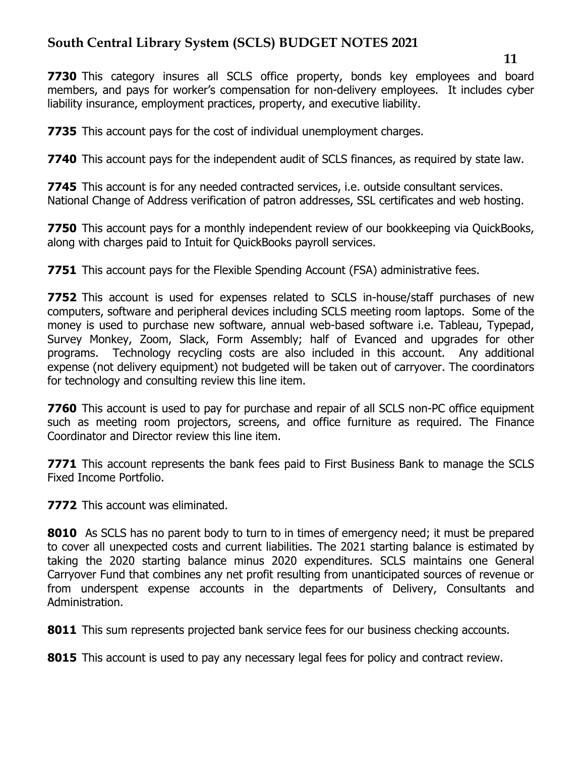**7730** This category insures all SCLS office property, bonds key employees and board members, and pays for worker's compensation for non-delivery employees. It includes cyber liability insurance, employment practices, property, and executive liability.

**7735** This account pays for the cost of individual unemployment charges.

**7740** This account pays for the independent audit of SCLS finances, as required by state law.

**7745** This account is for any needed contracted services, i.e. outside consultant services. National Change of Address verification of patron addresses, SSL certificates and web hosting.

**7750** This account pays for a monthly independent review of our bookkeeping via QuickBooks, along with charges paid to Intuit for QuickBooks payroll services.

**7751** This account pays for the Flexible Spending Account (FSA) administrative fees.

**7752** This account is used for expenses related to SCLS in-house/staff purchases of new computers, software and peripheral devices including SCLS meeting room laptops. Some of the money is used to purchase new software, annual web-based software i.e. Tableau, Typepad, Survey Monkey, Zoom, Slack, Form Assembly; half of Evanced and upgrades for other programs. Technology recycling costs are also included in this account. Any additional expense (not delivery equipment) not budgeted will be taken out of carryover. The coordinators for technology and consulting review this line item.

**7760** This account is used to pay for purchase and repair of all SCLS non-PC office equipment such as meeting room projectors, screens, and office furniture as required. The Finance Coordinator and Director review this line item.

**7771** This account represents the bank fees paid to First Business Bank to manage the SCLS Fixed Income Portfolio.

**7772** This account was eliminated.

**8010** As SCLS has no parent body to turn to in times of emergency need; it must be prepared to cover all unexpected costs and current liabilities. The 2021 starting balance is estimated by taking the 2020 starting balance minus 2020 expenditures. SCLS maintains one General Carryover Fund that combines any net profit resulting from unanticipated sources of revenue or from underspent expense accounts in the departments of Delivery, Consultants and Administration.

**8011** This sum represents projected bank service fees for our business checking accounts.

**8015** This account is used to pay any necessary legal fees for policy and contract review.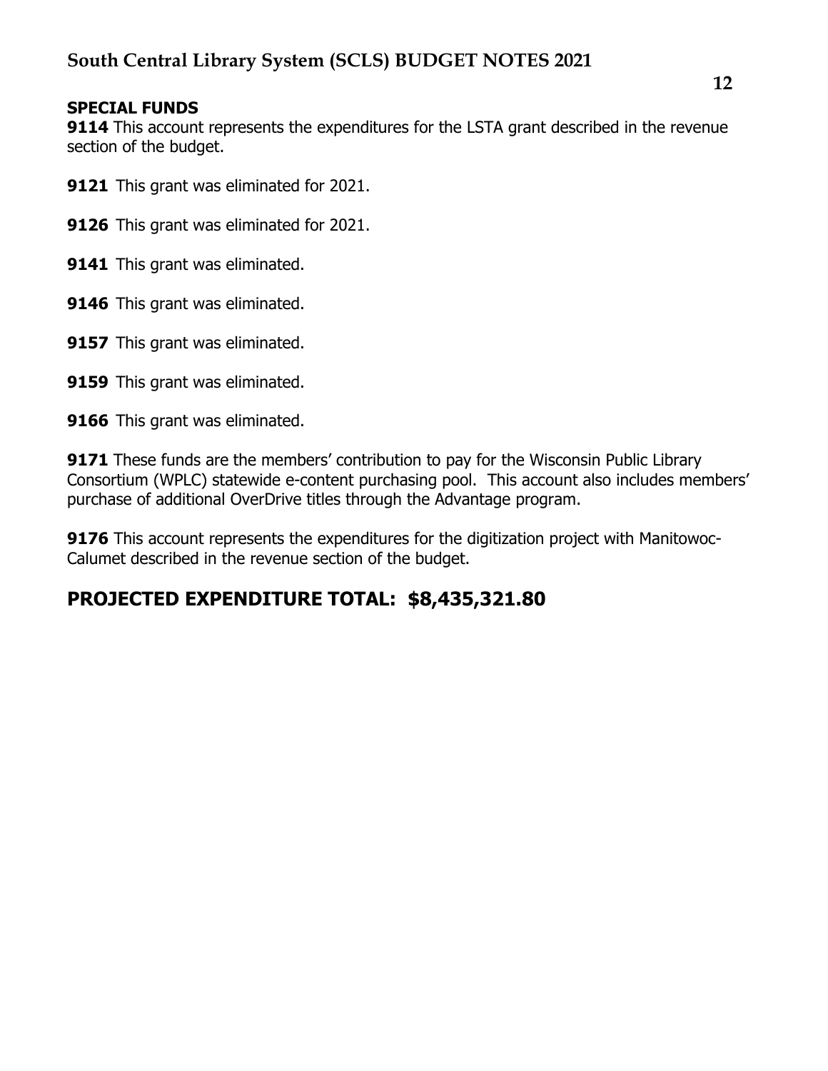### SPECIAL FUNDS

**9114** This account represents the expenditures for the LSTA grant described in the revenue section of the budget.

**9121** This grant was eliminated for 2021.

**9126** This grant was eliminated for 2021.

**9141** This grant was eliminated.

**9146** This grant was eliminated.

**9157** This grant was eliminated.

**9159** This grant was eliminated.

**9166** This grant was eliminated.

**9171** These funds are the members' contribution to pay for the Wisconsin Public Library Consortium (WPLC) statewide e-content purchasing pool. This account also includes members' purchase of additional OverDrive titles through the Advantage program.

**9176** This account represents the expenditures for the digitization project with Manitowoc-Calumet described in the revenue section of the budget.

## PROJECTED EXPENDITURE TOTAL: $8,435,321.80